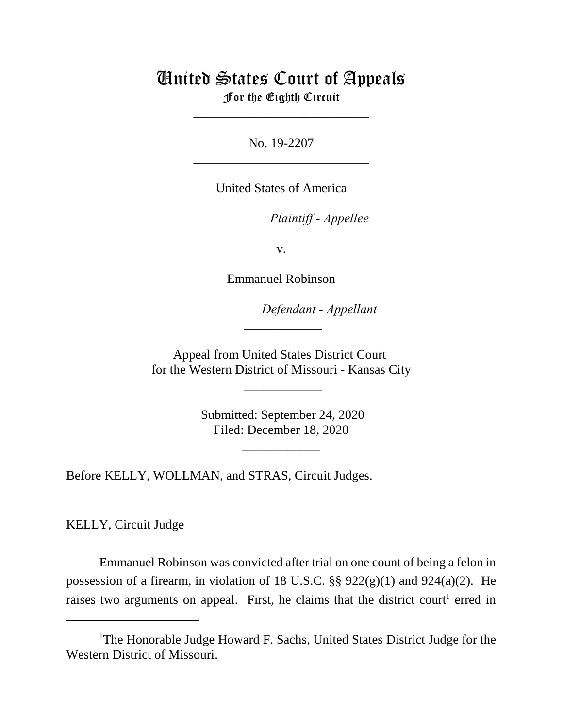# United States Court of Appeals
## For the Eighth Circuit

---

No. 19-2207

---

United States of America

*Plaintiff - Appellee*

v.

Emmanuel Robinson

*Defendant - Appellant*

---

Appeal from United States District Court
for the Western District of Missouri - Kansas City

---

Submitted: September 24, 2020
Filed: December 18, 2020

---

Before KELLY, WOLLMAN, and STRAS, Circuit Judges.

---

KELLY, Circuit Judge

Emmanuel Robinson was convicted after trial on one count of being a felon in possession of a firearm, in violation of 18 U.S.C. §§ 922(g)(1) and 924(a)(2). He raises two arguments on appeal. First, he claims that the district court[1] erred in

---

[1]The Honorable Judge Howard F. Sachs, United States District Judge for the Western District of Missouri.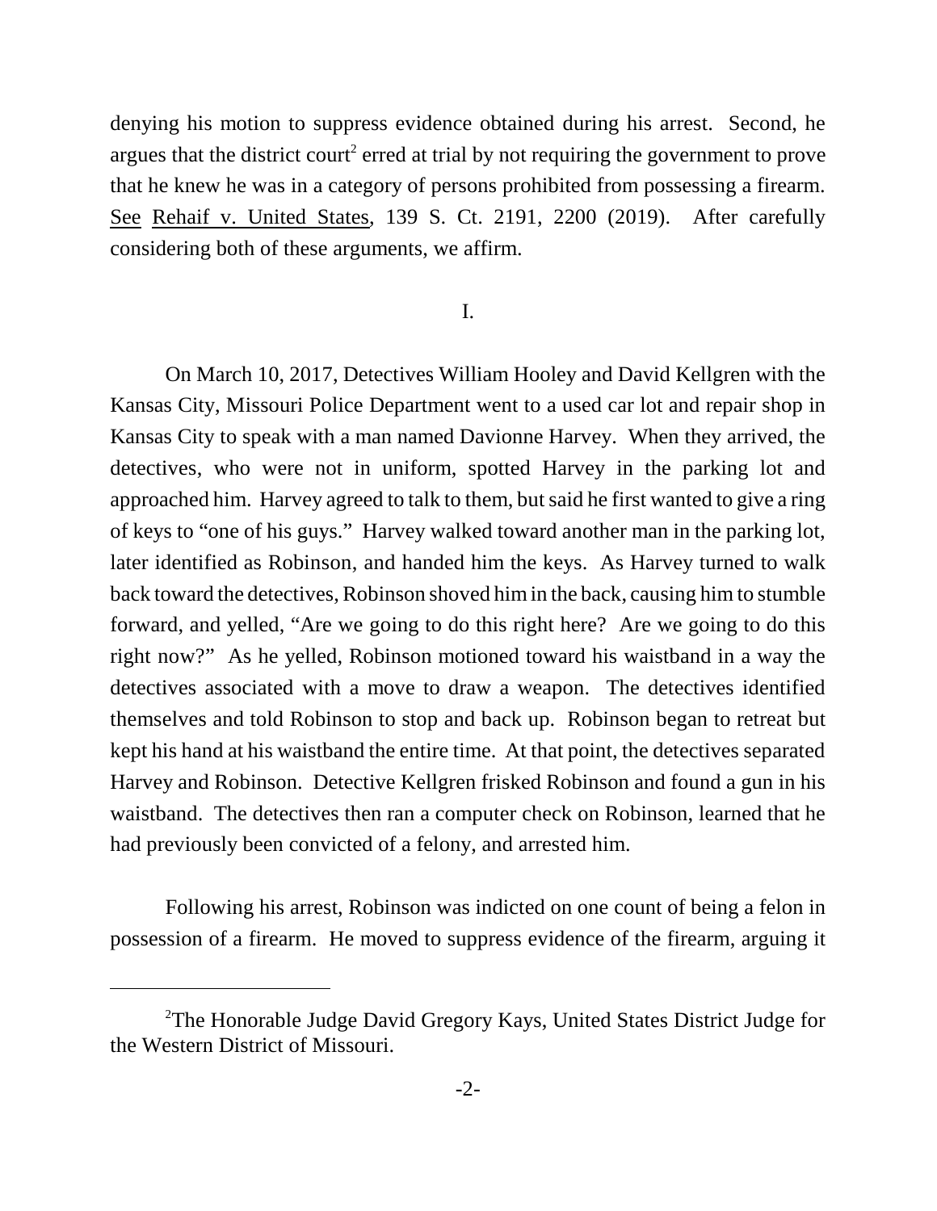denying his motion to suppress evidence obtained during his arrest. Second, he argues that the district court[2] erred at trial by not requiring the government to prove that he knew he was in a category of persons prohibited from possessing a firearm. See Rehaif v. United States, 139 S. Ct. 2191, 2200 (2019). After carefully considering both of these arguments, we affirm.

I.

On March 10, 2017, Detectives William Hooley and David Kellgren with the Kansas City, Missouri Police Department went to a used car lot and repair shop in Kansas City to speak with a man named Davionne Harvey. When they arrived, the detectives, who were not in uniform, spotted Harvey in the parking lot and approached him. Harvey agreed to talk to them, but said he first wanted to give a ring of keys to "one of his guys." Harvey walked toward another man in the parking lot, later identified as Robinson, and handed him the keys. As Harvey turned to walk back toward the detectives, Robinson shoved him in the back, causing him to stumble forward, and yelled, "Are we going to do this right here? Are we going to do this right now?" As he yelled, Robinson motioned toward his waistband in a way the detectives associated with a move to draw a weapon. The detectives identified themselves and told Robinson to stop and back up. Robinson began to retreat but kept his hand at his waistband the entire time. At that point, the detectives separated Harvey and Robinson. Detective Kellgren frisked Robinson and found a gun in his waistband. The detectives then ran a computer check on Robinson, learned that he had previously been convicted of a felony, and arrested him.

Following his arrest, Robinson was indicted on one count of being a felon in possession of a firearm. He moved to suppress evidence of the firearm, arguing it

[2]The Honorable Judge David Gregory Kays, United States District Judge for the Western District of Missouri.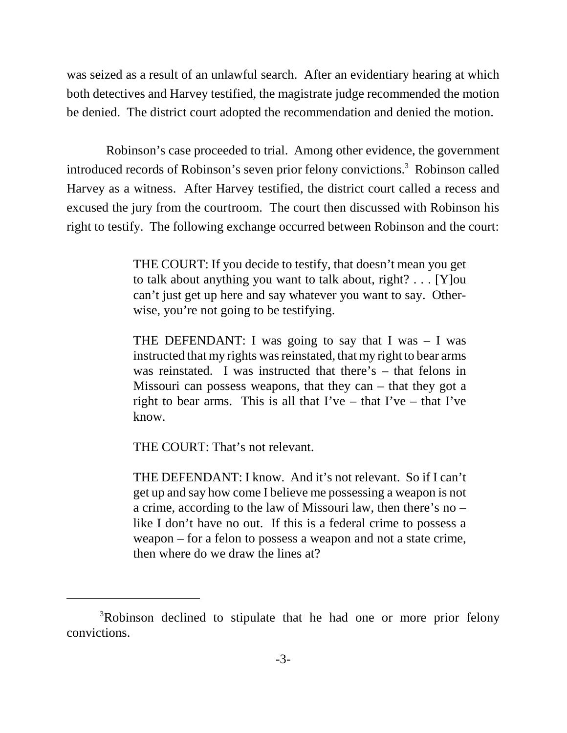was seized as a result of an unlawful search. After an evidentiary hearing at which both detectives and Harvey testified, the magistrate judge recommended the motion be denied. The district court adopted the recommendation and denied the motion.

Robinson's case proceeded to trial. Among other evidence, the government introduced records of Robinson's seven prior felony convictions.[3] Robinson called Harvey as a witness. After Harvey testified, the district court called a recess and excused the jury from the courtroom. The court then discussed with Robinson his right to testify. The following exchange occurred between Robinson and the court:

> THE COURT: If you decide to testify, that doesn't mean you get to talk about anything you want to talk about, right? . . . [Y]ou can't just get up here and say whatever you want to say. Otherwise, you're not going to be testifying.
>
> THE DEFENDANT: I was going to say that I was – I was instructed that my rights was reinstated, that my right to bear arms was reinstated. I was instructed that there's – that felons in Missouri can possess weapons, that they can – that they got a right to bear arms. This is all that I've – that I've – that I've know.
>
> THE COURT: That's not relevant.
>
> THE DEFENDANT: I know. And it's not relevant. So if I can't get up and say how come I believe me possessing a weapon is not a crime, according to the law of Missouri law, then there's no – like I don't have no out. If this is a federal crime to possess a weapon – for a felon to possess a weapon and not a state crime, then where do we draw the lines at?

---

[3] Robinson declined to stipulate that he had one or more prior felony convictions.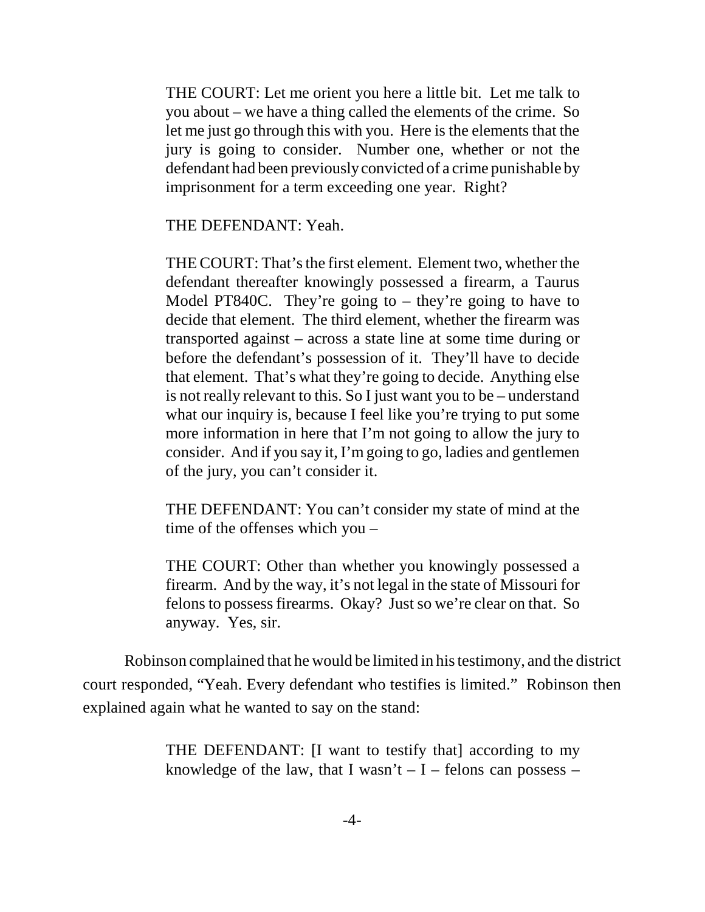> THE COURT: Let me orient you here a little bit. Let me talk to you about – we have a thing called the elements of the crime. So let me just go through this with you. Here is the elements that the jury is going to consider. Number one, whether or not the defendant had been previously convicted of a crime punishable by imprisonment for a term exceeding one year. Right?
>
> THE DEFENDANT: Yeah.
>
> THE COURT: That's the first element. Element two, whether the defendant thereafter knowingly possessed a firearm, a Taurus Model PT840C. They're going to – they're going to have to decide that element. The third element, whether the firearm was transported against – across a state line at some time during or before the defendant's possession of it. They'll have to decide that element. That's what they're going to decide. Anything else is not really relevant to this. So I just want you to be – understand what our inquiry is, because I feel like you're trying to put some more information in here that I'm not going to allow the jury to consider. And if you say it, I'm going to go, ladies and gentlemen of the jury, you can't consider it.
>
> THE DEFENDANT: You can't consider my state of mind at the time of the offenses which you –
>
> THE COURT: Other than whether you knowingly possessed a firearm. And by the way, it's not legal in the state of Missouri for felons to possess firearms. Okay? Just so we're clear on that. So anyway. Yes, sir.

Robinson complained that he would be limited in his testimony, and the district court responded, "Yeah. Every defendant who testifies is limited." Robinson then explained again what he wanted to say on the stand:

> THE DEFENDANT: [I want to testify that] according to my knowledge of the law, that I wasn't – I – felons can possess –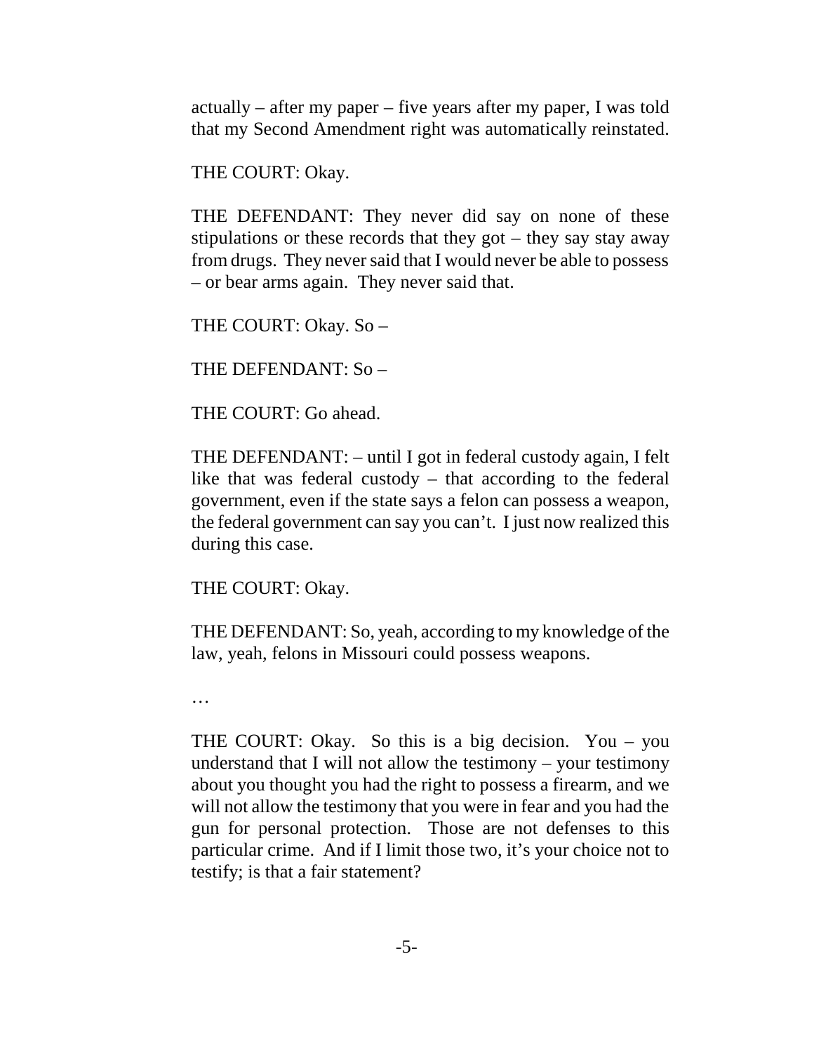actually – after my paper – five years after my paper, I was told that my Second Amendment right was automatically reinstated.

THE COURT: Okay.

THE DEFENDANT: They never did say on none of these stipulations or these records that they got – they say stay away from drugs. They never said that I would never be able to possess – or bear arms again. They never said that.

THE COURT: Okay. So –

THE DEFENDANT: So –

THE COURT: Go ahead.

THE DEFENDANT: – until I got in federal custody again, I felt like that was federal custody – that according to the federal government, even if the state says a felon can possess a weapon, the federal government can say you can't. I just now realized this during this case.

THE COURT: Okay.

THE DEFENDANT: So, yeah, according to my knowledge of the law, yeah, felons in Missouri could possess weapons.

…

THE COURT: Okay. So this is a big decision. You – you understand that I will not allow the testimony – your testimony about you thought you had the right to possess a firearm, and we will not allow the testimony that you were in fear and you had the gun for personal protection. Those are not defenses to this particular crime. And if I limit those two, it's your choice not to testify; is that a fair statement?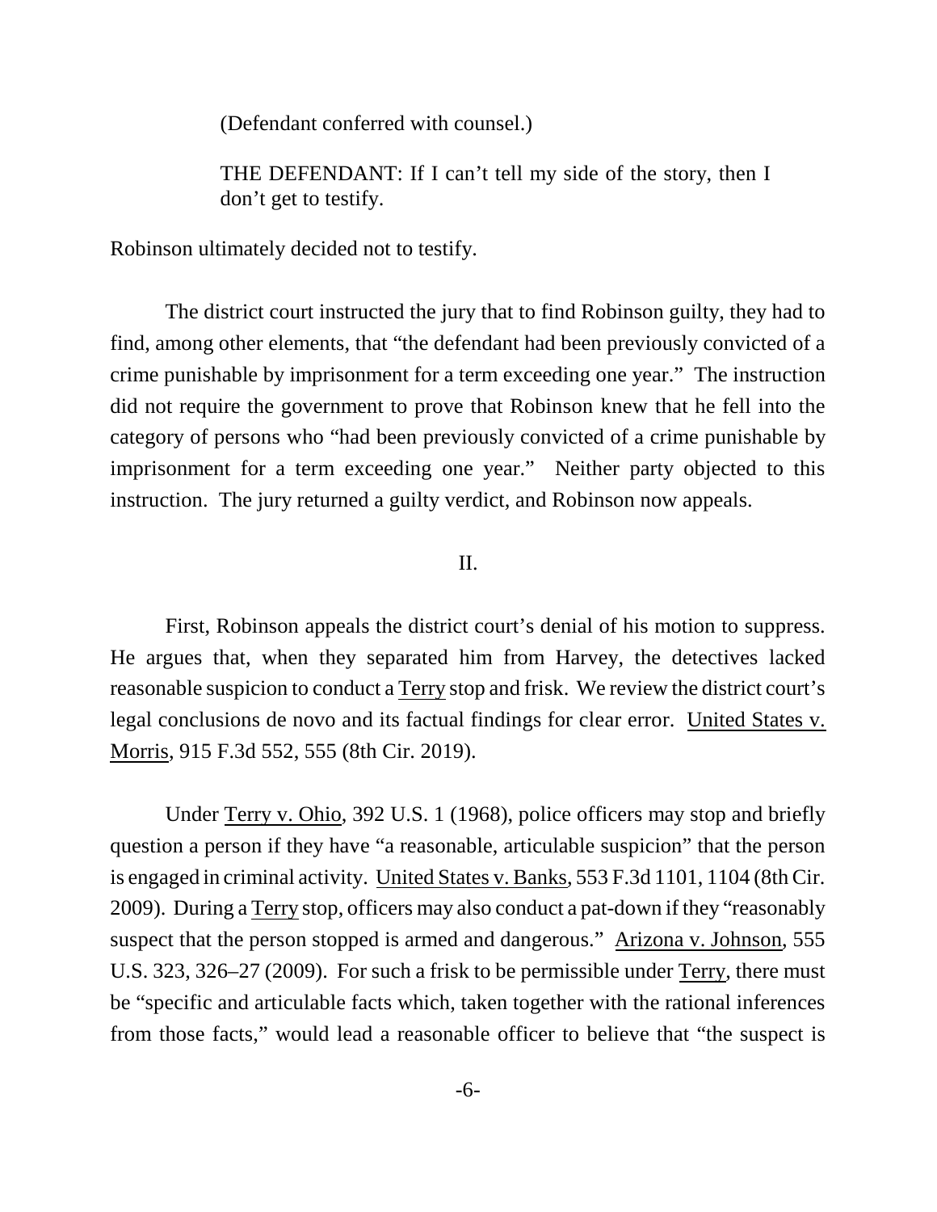(Defendant conferred with counsel.)

THE DEFENDANT: If I can't tell my side of the story, then I don't get to testify.

Robinson ultimately decided not to testify.

The district court instructed the jury that to find Robinson guilty, they had to find, among other elements, that "the defendant had been previously convicted of a crime punishable by imprisonment for a term exceeding one year." The instruction did not require the government to prove that Robinson knew that he fell into the category of persons who "had been previously convicted of a crime punishable by imprisonment for a term exceeding one year." Neither party objected to this instruction. The jury returned a guilty verdict, and Robinson now appeals.

## II.

First, Robinson appeals the district court's denial of his motion to suppress. He argues that, when they separated him from Harvey, the detectives lacked reasonable suspicion to conduct a Terry stop and frisk. We review the district court's legal conclusions de novo and its factual findings for clear error. United States v. Morris, 915 F.3d 552, 555 (8th Cir. 2019).

Under Terry v. Ohio, 392 U.S. 1 (1968), police officers may stop and briefly question a person if they have "a reasonable, articulable suspicion" that the person is engaged in criminal activity. United States v. Banks, 553 F.3d 1101, 1104 (8th Cir. 2009). During a Terry stop, officers may also conduct a pat-down if they "reasonably suspect that the person stopped is armed and dangerous." Arizona v. Johnson, 555 U.S. 323, 326–27 (2009). For such a frisk to be permissible under Terry, there must be "specific and articulable facts which, taken together with the rational inferences from those facts," would lead a reasonable officer to believe that "the suspect is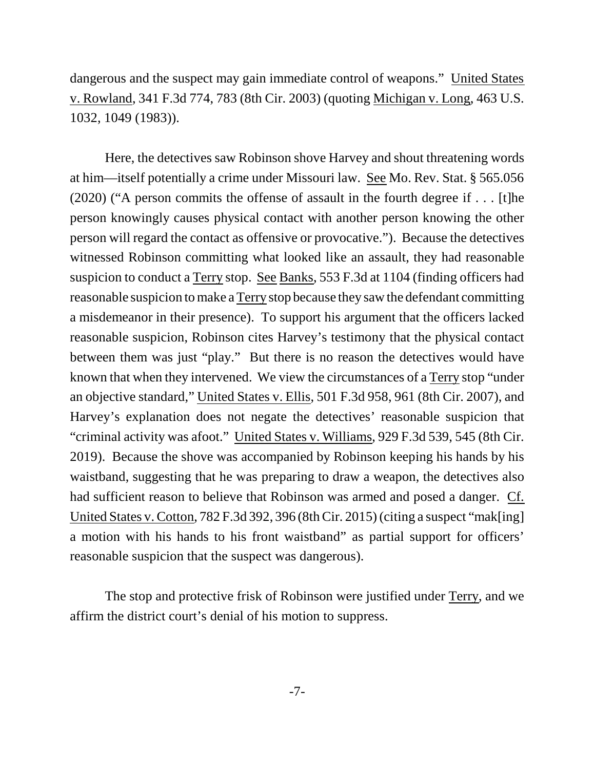dangerous and the suspect may gain immediate control of weapons." United States v. Rowland, 341 F.3d 774, 783 (8th Cir. 2003) (quoting Michigan v. Long, 463 U.S. 1032, 1049 (1983)).

Here, the detectives saw Robinson shove Harvey and shout threatening words at him—itself potentially a crime under Missouri law. See Mo. Rev. Stat. § 565.056 (2020) ("A person commits the offense of assault in the fourth degree if . . . [t]he person knowingly causes physical contact with another person knowing the other person will regard the contact as offensive or provocative."). Because the detectives witnessed Robinson committing what looked like an assault, they had reasonable suspicion to conduct a Terry stop. See Banks, 553 F.3d at 1104 (finding officers had reasonable suspicion to make a Terry stop because they saw the defendant committing a misdemeanor in their presence). To support his argument that the officers lacked reasonable suspicion, Robinson cites Harvey's testimony that the physical contact between them was just "play." But there is no reason the detectives would have known that when they intervened. We view the circumstances of a Terry stop "under an objective standard," United States v. Ellis, 501 F.3d 958, 961 (8th Cir. 2007), and Harvey's explanation does not negate the detectives' reasonable suspicion that "criminal activity was afoot." United States v. Williams, 929 F.3d 539, 545 (8th Cir. 2019). Because the shove was accompanied by Robinson keeping his hands by his waistband, suggesting that he was preparing to draw a weapon, the detectives also had sufficient reason to believe that Robinson was armed and posed a danger. Cf. United States v. Cotton, 782 F.3d 392, 396 (8th Cir. 2015) (citing a suspect "mak[ing] a motion with his hands to his front waistband" as partial support for officers' reasonable suspicion that the suspect was dangerous).

The stop and protective frisk of Robinson were justified under Terry, and we affirm the district court's denial of his motion to suppress.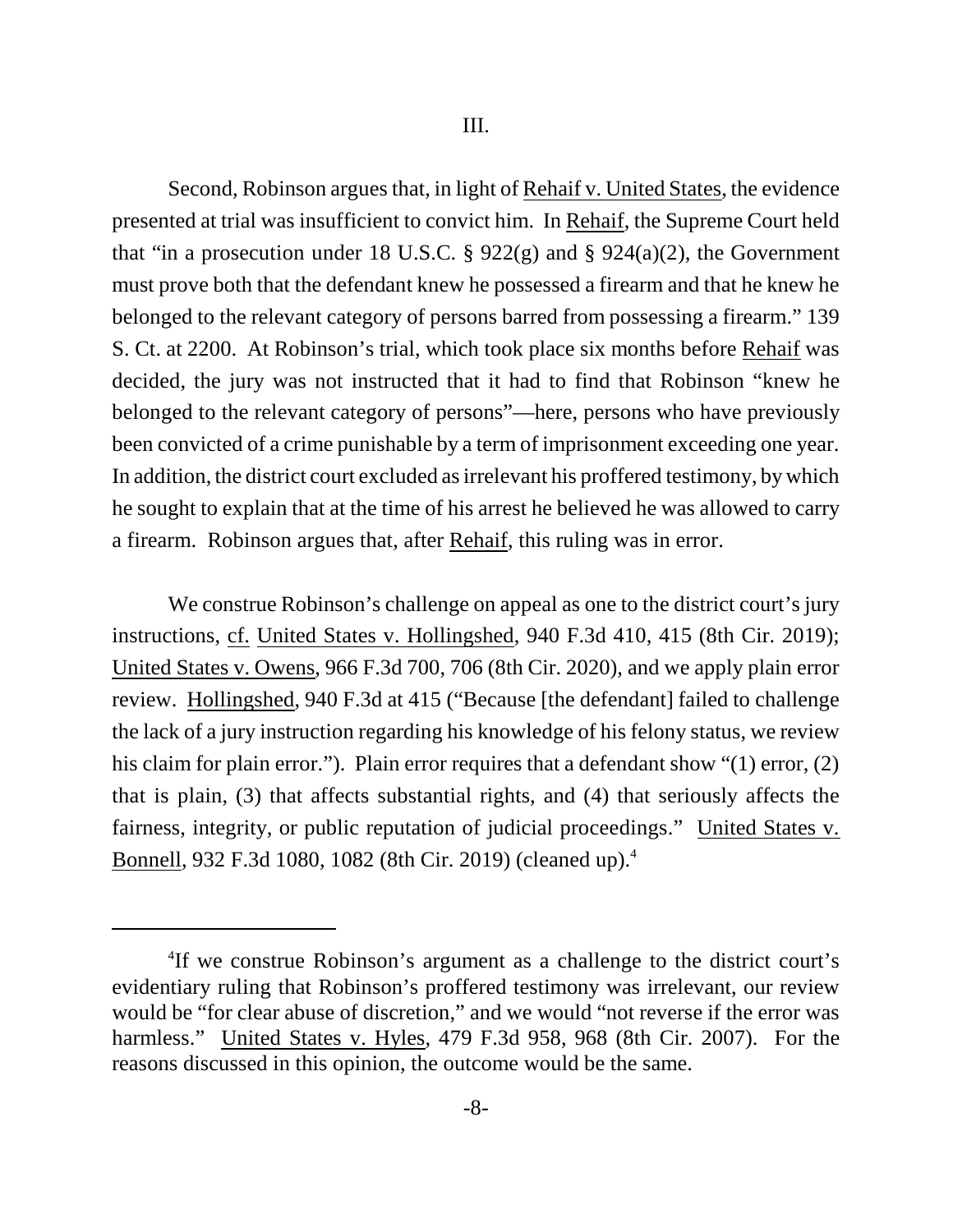## III.

Second, Robinson argues that, in light of Rehaif v. United States, the evidence presented at trial was insufficient to convict him. In Rehaif, the Supreme Court held that "in a prosecution under 18 U.S.C. § 922(g) and § 924(a)(2), the Government must prove both that the defendant knew he possessed a firearm and that he knew he belonged to the relevant category of persons barred from possessing a firearm." 139 S. Ct. at 2200. At Robinson's trial, which took place six months before Rehaif was decided, the jury was not instructed that it had to find that Robinson "knew he belonged to the relevant category of persons"—here, persons who have previously been convicted of a crime punishable by a term of imprisonment exceeding one year. In addition, the district court excluded as irrelevant his proffered testimony, by which he sought to explain that at the time of his arrest he believed he was allowed to carry a firearm. Robinson argues that, after Rehaif, this ruling was in error.

We construe Robinson's challenge on appeal as one to the district court's jury instructions, cf. United States v. Hollingshed, 940 F.3d 410, 415 (8th Cir. 2019); United States v. Owens, 966 F.3d 700, 706 (8th Cir. 2020), and we apply plain error review. Hollingshed, 940 F.3d at 415 ("Because [the defendant] failed to challenge the lack of a jury instruction regarding his knowledge of his felony status, we review his claim for plain error."). Plain error requires that a defendant show "(1) error, (2) that is plain, (3) that affects substantial rights, and (4) that seriously affects the fairness, integrity, or public reputation of judicial proceedings." United States v. Bonnell, 932 F.3d 1080, 1082 (8th Cir. 2019) (cleaned up).[4]

---

[4] If we construe Robinson's argument as a challenge to the district court's evidentiary ruling that Robinson's proffered testimony was irrelevant, our review would be "for clear abuse of discretion," and we would "not reverse if the error was harmless." United States v. Hyles, 479 F.3d 958, 968 (8th Cir. 2007). For the reasons discussed in this opinion, the outcome would be the same.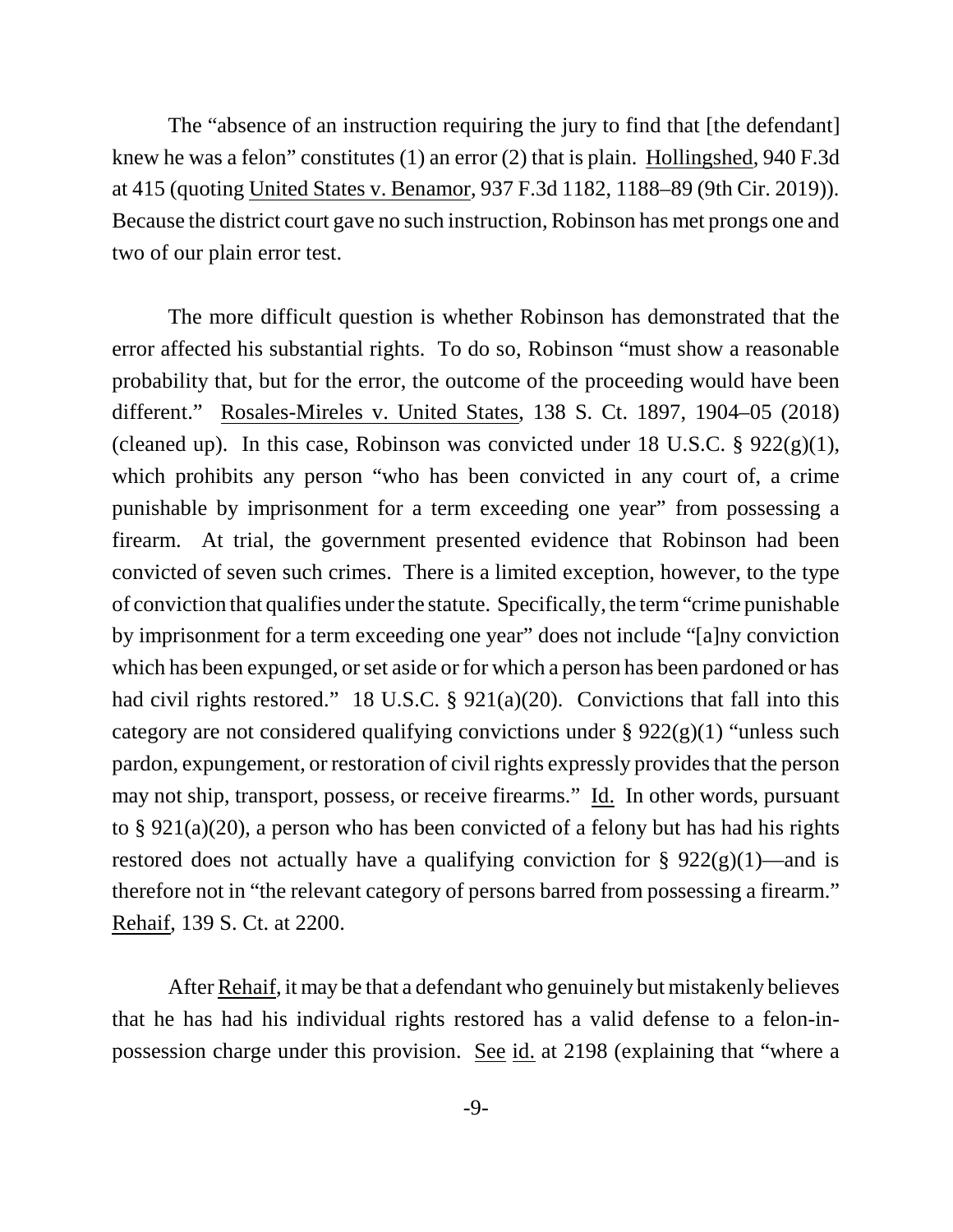The "absence of an instruction requiring the jury to find that [the defendant] knew he was a felon" constitutes (1) an error (2) that is plain. Hollingshed, 940 F.3d at 415 (quoting United States v. Benamor, 937 F.3d 1182, 1188–89 (9th Cir. 2019)). Because the district court gave no such instruction, Robinson has met prongs one and two of our plain error test.

The more difficult question is whether Robinson has demonstrated that the error affected his substantial rights. To do so, Robinson "must show a reasonable probability that, but for the error, the outcome of the proceeding would have been different." Rosales-Mireles v. United States, 138 S. Ct. 1897, 1904–05 (2018) (cleaned up). In this case, Robinson was convicted under 18 U.S.C. § 922(g)(1), which prohibits any person "who has been convicted in any court of, a crime punishable by imprisonment for a term exceeding one year" from possessing a firearm. At trial, the government presented evidence that Robinson had been convicted of seven such crimes. There is a limited exception, however, to the type of conviction that qualifies under the statute. Specifically, the term "crime punishable by imprisonment for a term exceeding one year" does not include "[a]ny conviction which has been expunged, or set aside or for which a person has been pardoned or has had civil rights restored." 18 U.S.C. § 921(a)(20). Convictions that fall into this category are not considered qualifying convictions under § 922(g)(1) "unless such pardon, expungement, or restoration of civil rights expressly provides that the person may not ship, transport, possess, or receive firearms." Id. In other words, pursuant to § 921(a)(20), a person who has been convicted of a felony but has had his rights restored does not actually have a qualifying conviction for § 922(g)(1)—and is therefore not in "the relevant category of persons barred from possessing a firearm." Rehaif, 139 S. Ct. at 2200.

After Rehaif, it may be that a defendant who genuinely but mistakenly believes that he has had his individual rights restored has a valid defense to a felon-in-possession charge under this provision. See id. at 2198 (explaining that "where a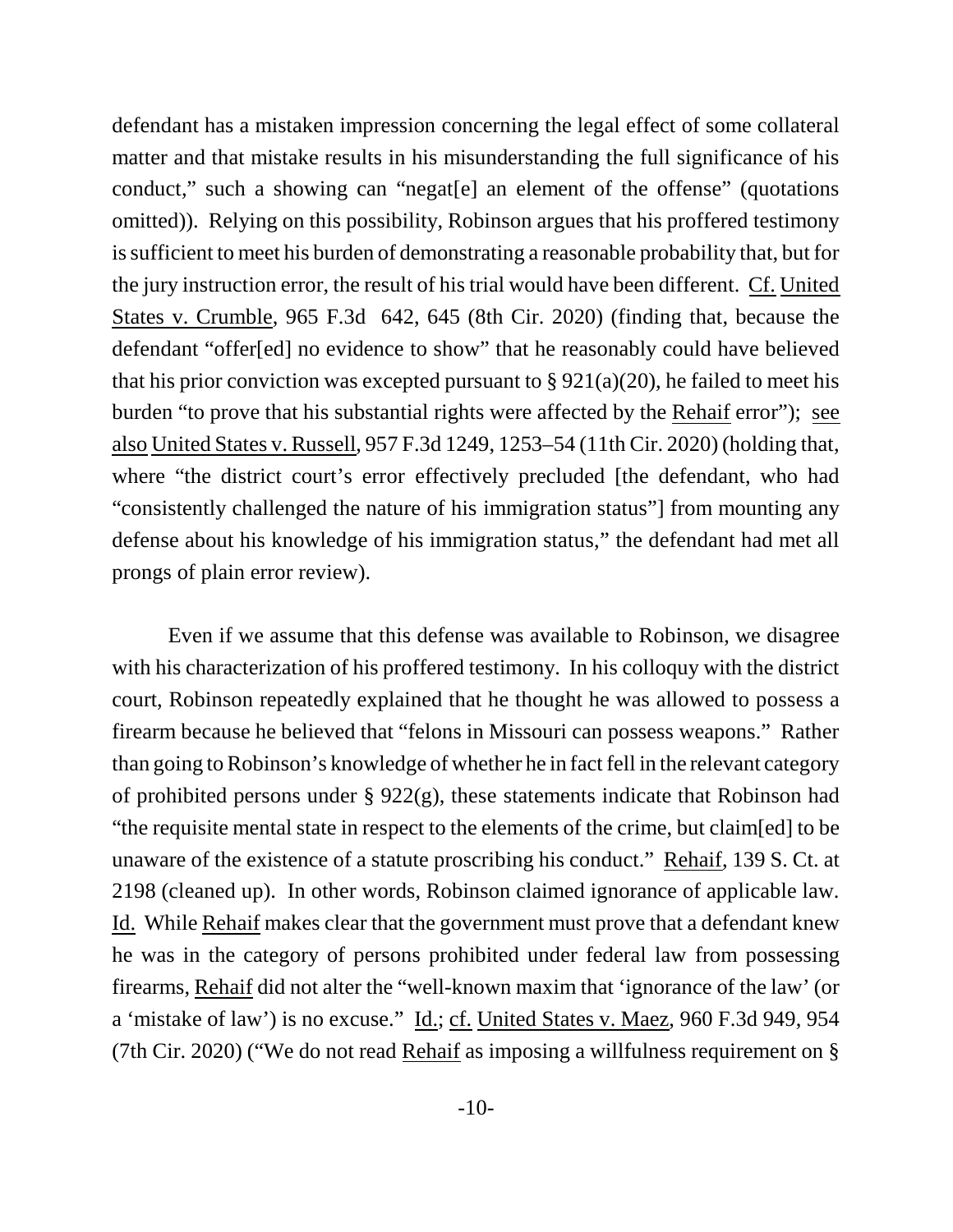defendant has a mistaken impression concerning the legal effect of some collateral matter and that mistake results in his misunderstanding the full significance of his conduct," such a showing can "negat[e] an element of the offense" (quotations omitted)). Relying on this possibility, Robinson argues that his proffered testimony is sufficient to meet his burden of demonstrating a reasonable probability that, but for the jury instruction error, the result of his trial would have been different. Cf. United States v. Crumble, 965 F.3d 642, 645 (8th Cir. 2020) (finding that, because the defendant "offer[ed] no evidence to show" that he reasonably could have believed that his prior conviction was excepted pursuant to § 921(a)(20), he failed to meet his burden "to prove that his substantial rights were affected by the Rehaif error"); see also United States v. Russell, 957 F.3d 1249, 1253–54 (11th Cir. 2020) (holding that, where "the district court's error effectively precluded [the defendant, who had "consistently challenged the nature of his immigration status"] from mounting any defense about his knowledge of his immigration status," the defendant had met all prongs of plain error review).

Even if we assume that this defense was available to Robinson, we disagree with his characterization of his proffered testimony. In his colloquy with the district court, Robinson repeatedly explained that he thought he was allowed to possess a firearm because he believed that "felons in Missouri can possess weapons." Rather than going to Robinson's knowledge of whether he in fact fell in the relevant category of prohibited persons under § 922(g), these statements indicate that Robinson had "the requisite mental state in respect to the elements of the crime, but claim[ed] to be unaware of the existence of a statute proscribing his conduct." Rehaif, 139 S. Ct. at 2198 (cleaned up). In other words, Robinson claimed ignorance of applicable law. Id. While Rehaif makes clear that the government must prove that a defendant knew he was in the category of persons prohibited under federal law from possessing firearms, Rehaif did not alter the "well-known maxim that 'ignorance of the law' (or a 'mistake of law') is no excuse." Id.; cf. United States v. Maez, 960 F.3d 949, 954 (7th Cir. 2020) ("We do not read Rehaif as imposing a willfulness requirement on §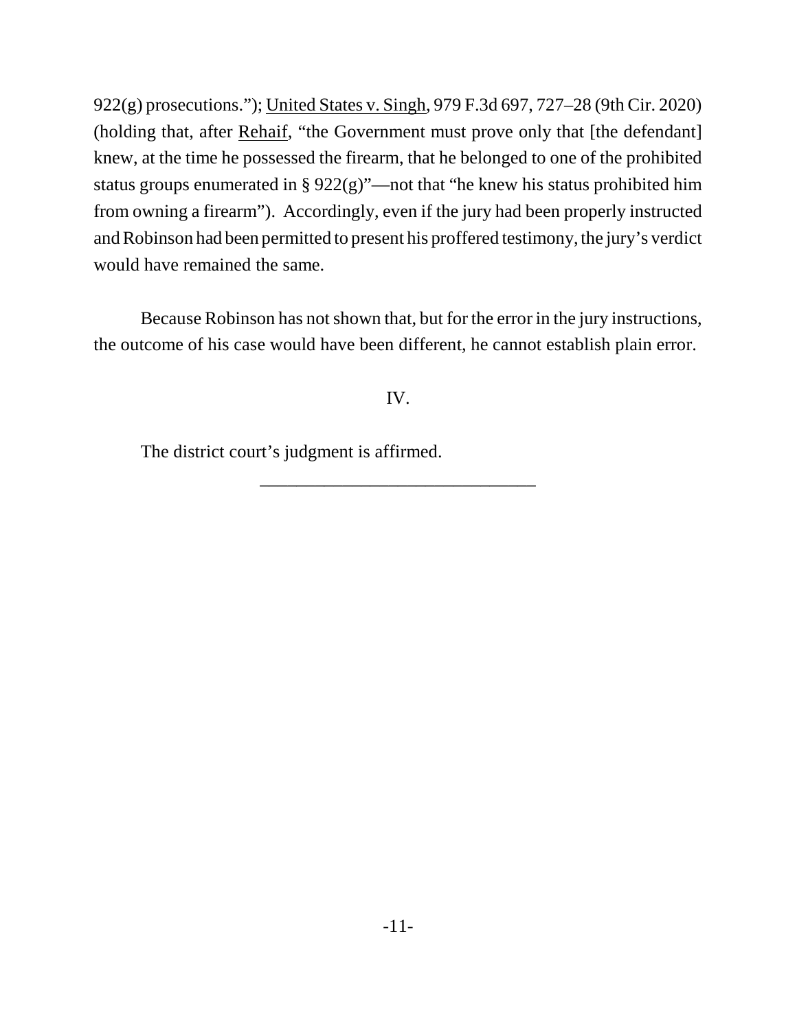922(g) prosecutions."); United States v. Singh, 979 F.3d 697, 727–28 (9th Cir. 2020) (holding that, after Rehaif, "the Government must prove only that [the defendant] knew, at the time he possessed the firearm, that he belonged to one of the prohibited status groups enumerated in § 922(g)"—not that "he knew his status prohibited him from owning a firearm"). Accordingly, even if the jury had been properly instructed and Robinson had been permitted to present his proffered testimony, the jury's verdict would have remained the same.

Because Robinson has not shown that, but for the error in the jury instructions, the outcome of his case would have been different, he cannot establish plain error.

IV.

The district court's judgment is affirmed.

______________________________